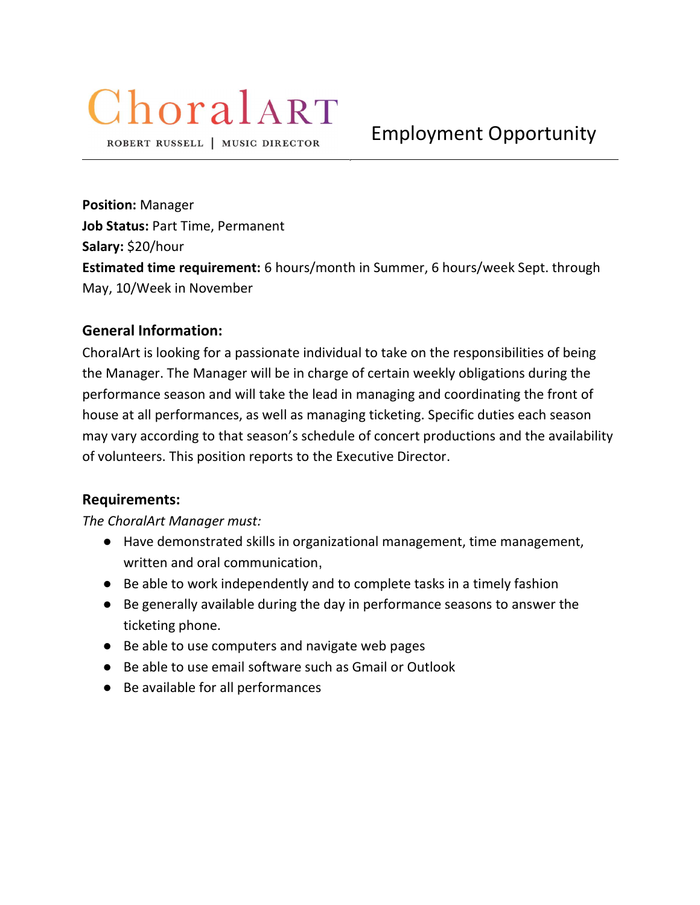# ChoralART

ROBERT RUSSELL | MUSIC DIRECTOR

Employment Opportunity

---

**Position:** Manager
**Job Status:** Part Time, Permanent
**Salary:** $20/hour
**Estimated time requirement:** 6 hours/month in Summer, 6 hours/week Sept. through May, 10/Week in November

## General Information:

ChoralArt is looking for a passionate individual to take on the responsibilities of being the Manager. The Manager will be in charge of certain weekly obligations during the performance season and will take the lead in managing and coordinating the front of house at all performances, as well as managing ticketing. Specific duties each season may vary according to that season's schedule of concert productions and the availability of volunteers. This position reports to the Executive Director.

## Requirements:

*The ChoralArt Manager must:*

- Have demonstrated skills in organizational management, time management, written and oral communication,
- Be able to work independently and to complete tasks in a timely fashion
- Be generally available during the day in performance seasons to answer the ticketing phone.
- Be able to use computers and navigate web pages
- Be able to use email software such as Gmail or Outlook
- Be available for all performances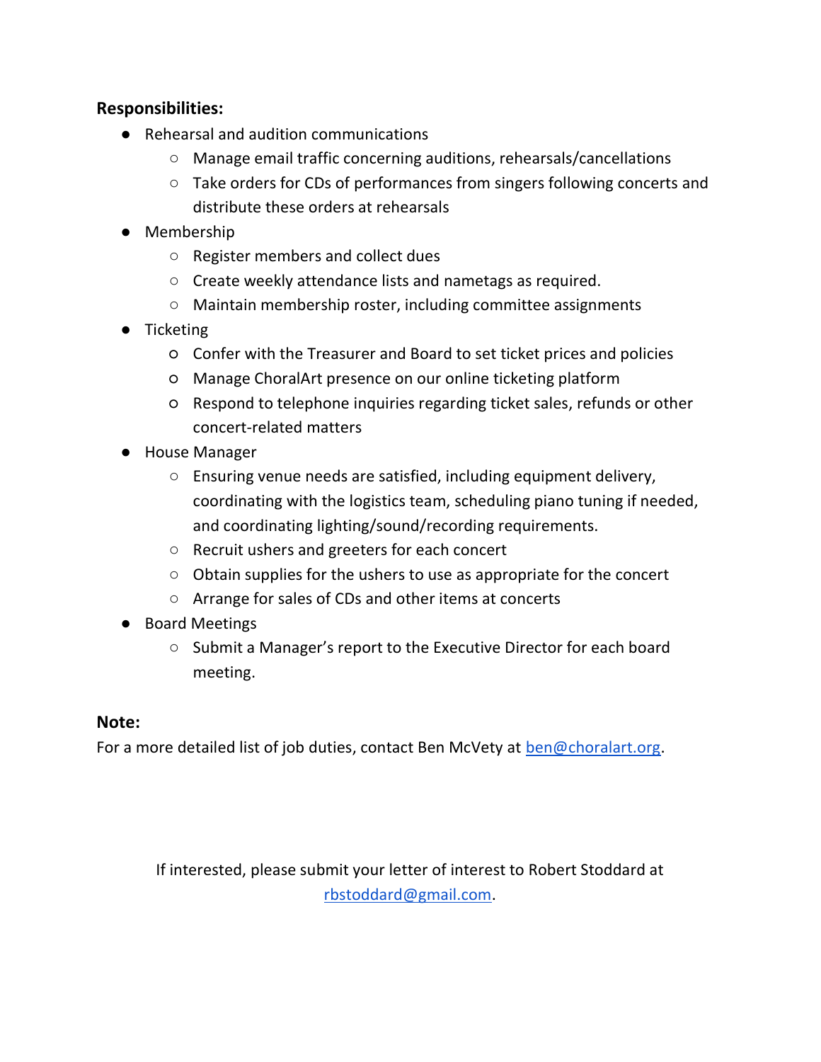**Responsibilities:**

- Rehearsal and audition communications
  - Manage email traffic concerning auditions, rehearsals/cancellations
  - Take orders for CDs of performances from singers following concerts and distribute these orders at rehearsals
- Membership
  - Register members and collect dues
  - Create weekly attendance lists and nametags as required.
  - Maintain membership roster, including committee assignments
- Ticketing
  - Confer with the Treasurer and Board to set ticket prices and policies
  - Manage ChoralArt presence on our online ticketing platform
  - Respond to telephone inquiries regarding ticket sales, refunds or other concert-related matters
- House Manager
  - Ensuring venue needs are satisfied, including equipment delivery, coordinating with the logistics team, scheduling piano tuning if needed, and coordinating lighting/sound/recording requirements.
  - Recruit ushers and greeters for each concert
  - Obtain supplies for the ushers to use as appropriate for the concert
  - Arrange for sales of CDs and other items at concerts
- Board Meetings
  - Submit a Manager's report to the Executive Director for each board meeting.

**Note:**

For a more detailed list of job duties, contact Ben McVety at [ben@choralart.org](mailto:ben@choralart.org).

If interested, please submit your letter of interest to Robert Stoddard at [rbstoddard@gmail.com](mailto:rbstoddard@gmail.com).